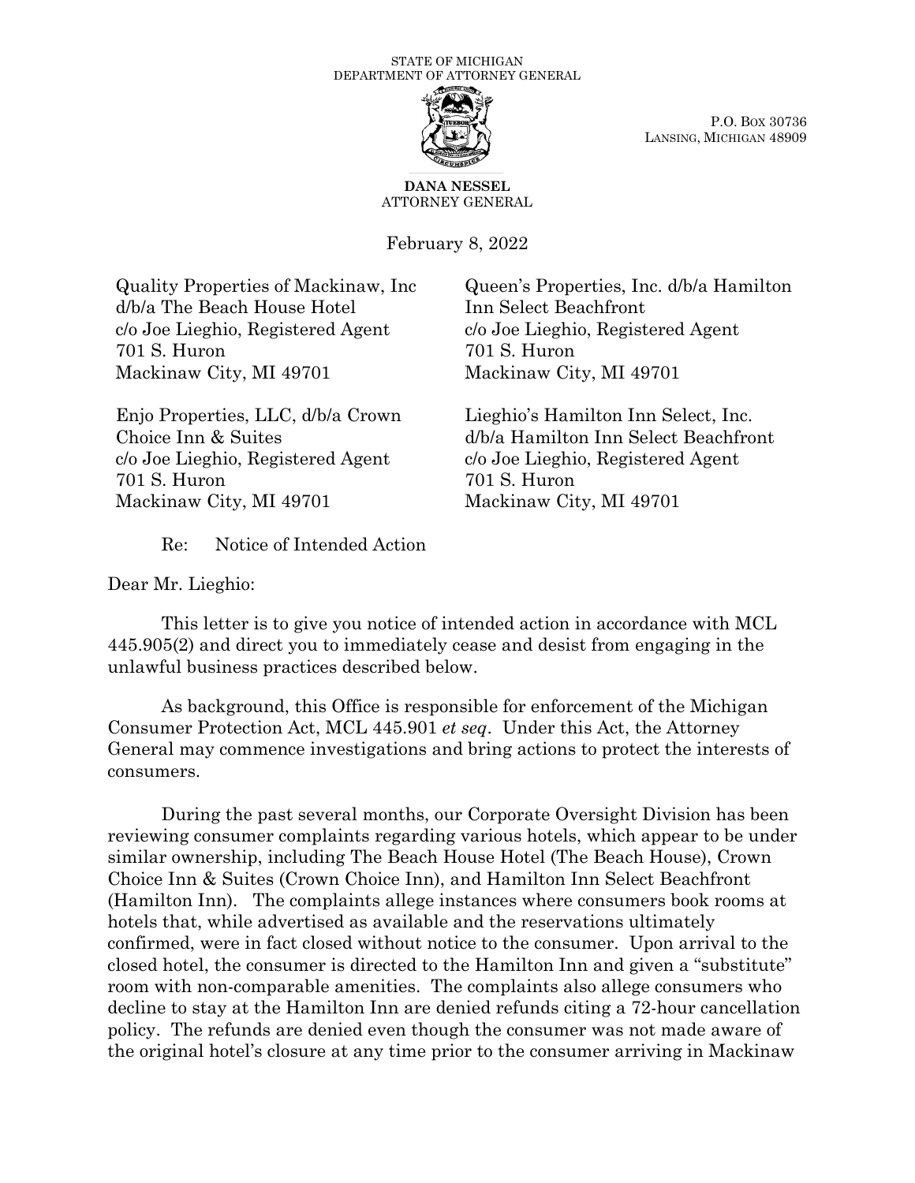STATE OF MICHIGAN
DEPARTMENT OF ATTORNEY GENERAL

P.O. BOX 30736
LANSING, MICHIGAN 48909

**DANA NESSEL**
ATTORNEY GENERAL

February 8, 2022

Quality Properties of Mackinaw, Inc
d/b/a The Beach House Hotel
c/o Joe Lieghio, Registered Agent
701 S. Huron
Mackinaw City, MI 49701

Queen's Properties, Inc. d/b/a Hamilton
Inn Select Beachfront
c/o Joe Lieghio, Registered Agent
701 S. Huron
Mackinaw City, MI 49701

Enjo Properties, LLC, d/b/a Crown
Choice Inn & Suites
c/o Joe Lieghio, Registered Agent
701 S. Huron
Mackinaw City, MI 49701

Lieghio's Hamilton Inn Select, Inc.
d/b/a Hamilton Inn Select Beachfront
c/o Joe Lieghio, Registered Agent
701 S. Huron
Mackinaw City, MI 49701

Re: Notice of Intended Action

Dear Mr. Lieghio:

This letter is to give you notice of intended action in accordance with MCL 445.905(2) and direct you to immediately cease and desist from engaging in the unlawful business practices described below.

As background, this Office is responsible for enforcement of the Michigan Consumer Protection Act, MCL 445.901 *et seq*. Under this Act, the Attorney General may commence investigations and bring actions to protect the interests of consumers.

During the past several months, our Corporate Oversight Division has been reviewing consumer complaints regarding various hotels, which appear to be under similar ownership, including The Beach House Hotel (The Beach House), Crown Choice Inn & Suites (Crown Choice Inn), and Hamilton Inn Select Beachfront (Hamilton Inn). The complaints allege instances where consumers book rooms at hotels that, while advertised as available and the reservations ultimately confirmed, were in fact closed without notice to the consumer. Upon arrival to the closed hotel, the consumer is directed to the Hamilton Inn and given a "substitute" room with non-comparable amenities. The complaints also allege consumers who decline to stay at the Hamilton Inn are denied refunds citing a 72-hour cancellation policy. The refunds are denied even though the consumer was not made aware of the original hotel's closure at any time prior to the consumer arriving in Mackinaw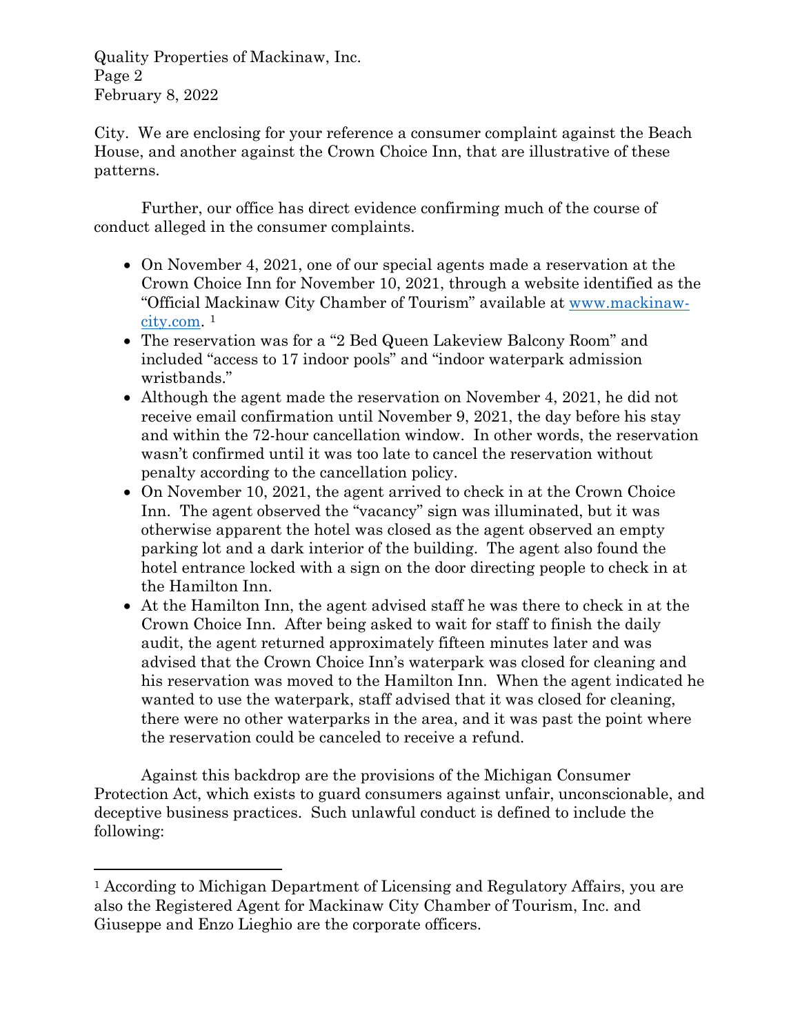City. We are enclosing for your reference a consumer complaint against the Beach House, and another against the Crown Choice Inn, that are illustrative of these patterns.

Further, our office has direct evidence confirming much of the course of conduct alleged in the consumer complaints.

- On November 4, 2021, one of our special agents made a reservation at the Crown Choice Inn for November 10, 2021, through a website identified as the "Official Mackinaw City Chamber of Tourism" available at [www.mackinaw-city.com](http://www.mackinaw-city.com). [1]
- The reservation was for a "2 Bed Queen Lakeview Balcony Room" and included "access to 17 indoor pools" and "indoor waterpark admission wristbands."
- Although the agent made the reservation on November 4, 2021, he did not receive email confirmation until November 9, 2021, the day before his stay and within the 72-hour cancellation window. In other words, the reservation wasn't confirmed until it was too late to cancel the reservation without penalty according to the cancellation policy.
- On November 10, 2021, the agent arrived to check in at the Crown Choice Inn. The agent observed the "vacancy" sign was illuminated, but it was otherwise apparent the hotel was closed as the agent observed an empty parking lot and a dark interior of the building. The agent also found the hotel entrance locked with a sign on the door directing people to check in at the Hamilton Inn.
- At the Hamilton Inn, the agent advised staff he was there to check in at the Crown Choice Inn. After being asked to wait for staff to finish the daily audit, the agent returned approximately fifteen minutes later and was advised that the Crown Choice Inn's waterpark was closed for cleaning and his reservation was moved to the Hamilton Inn. When the agent indicated he wanted to use the waterpark, staff advised that it was closed for cleaning, there were no other waterparks in the area, and it was past the point where the reservation could be canceled to receive a refund.

Against this backdrop are the provisions of the Michigan Consumer Protection Act, which exists to guard consumers against unfair, unconscionable, and deceptive business practices. Such unlawful conduct is defined to include the following:

---

[1] According to Michigan Department of Licensing and Regulatory Affairs, you are also the Registered Agent for Mackinaw City Chamber of Tourism, Inc. and Giuseppe and Enzo Lieghio are the corporate officers.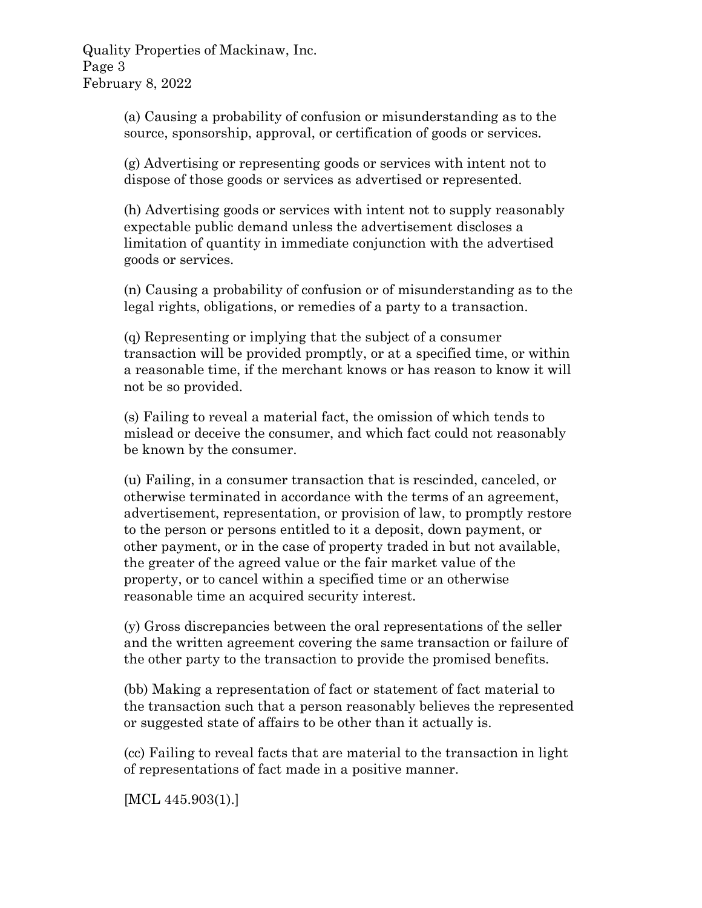(a) Causing a probability of confusion or misunderstanding as to the source, sponsorship, approval, or certification of goods or services.

(g) Advertising or representing goods or services with intent not to dispose of those goods or services as advertised or represented.

(h) Advertising goods or services with intent not to supply reasonably expectable public demand unless the advertisement discloses a limitation of quantity in immediate conjunction with the advertised goods or services.

(n) Causing a probability of confusion or of misunderstanding as to the legal rights, obligations, or remedies of a party to a transaction.

(q) Representing or implying that the subject of a consumer transaction will be provided promptly, or at a specified time, or within a reasonable time, if the merchant knows or has reason to know it will not be so provided.

(s) Failing to reveal a material fact, the omission of which tends to mislead or deceive the consumer, and which fact could not reasonably be known by the consumer.

(u) Failing, in a consumer transaction that is rescinded, canceled, or otherwise terminated in accordance with the terms of an agreement, advertisement, representation, or provision of law, to promptly restore to the person or persons entitled to it a deposit, down payment, or other payment, or in the case of property traded in but not available, the greater of the agreed value or the fair market value of the property, or to cancel within a specified time or an otherwise reasonable time an acquired security interest.

(y) Gross discrepancies between the oral representations of the seller and the written agreement covering the same transaction or failure of the other party to the transaction to provide the promised benefits.

(bb) Making a representation of fact or statement of fact material to the transaction such that a person reasonably believes the represented or suggested state of affairs to be other than it actually is.

(cc) Failing to reveal facts that are material to the transaction in light of representations of fact made in a positive manner.

[MCL 445.903(1).]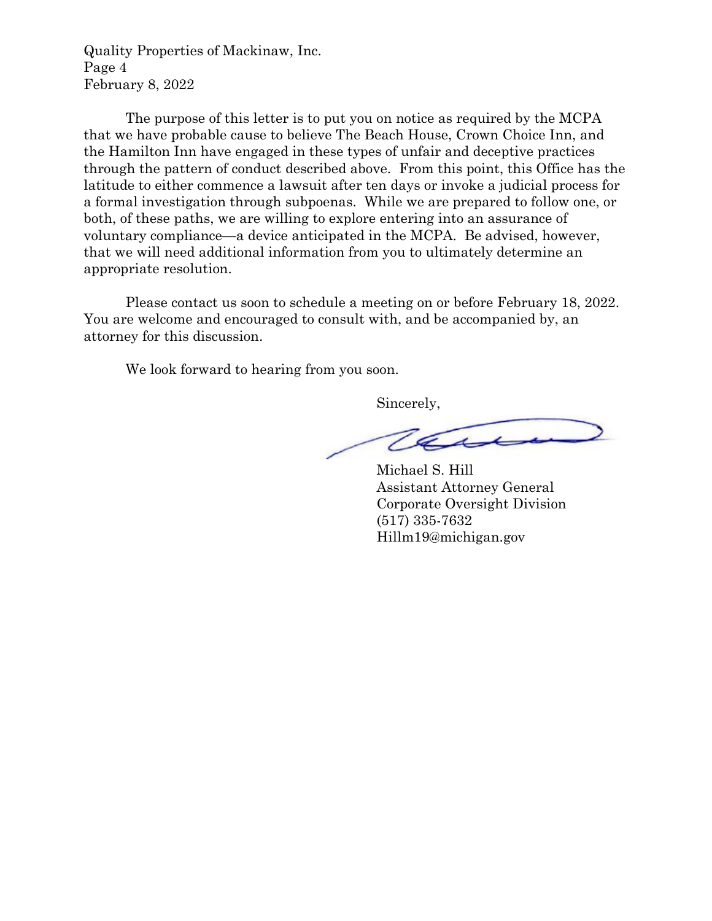The purpose of this letter is to put you on notice as required by the MCPA that we have probable cause to believe The Beach House, Crown Choice Inn, and the Hamilton Inn have engaged in these types of unfair and deceptive practices through the pattern of conduct described above. From this point, this Office has the latitude to either commence a lawsuit after ten days or invoke a judicial process for a formal investigation through subpoenas. While we are prepared to follow one, or both, of these paths, we are willing to explore entering into an assurance of voluntary compliance—a device anticipated in the MCPA. Be advised, however, that we will need additional information from you to ultimately determine an appropriate resolution.

Please contact us soon to schedule a meeting on or before February 18, 2022. You are welcome and encouraged to consult with, and be accompanied by, an attorney for this discussion.

We look forward to hearing from you soon.

Sincerely,

Michael S. Hill  
Assistant Attorney General  
Corporate Oversight Division  
(517) 335-7632  
Hillm19@michigan.gov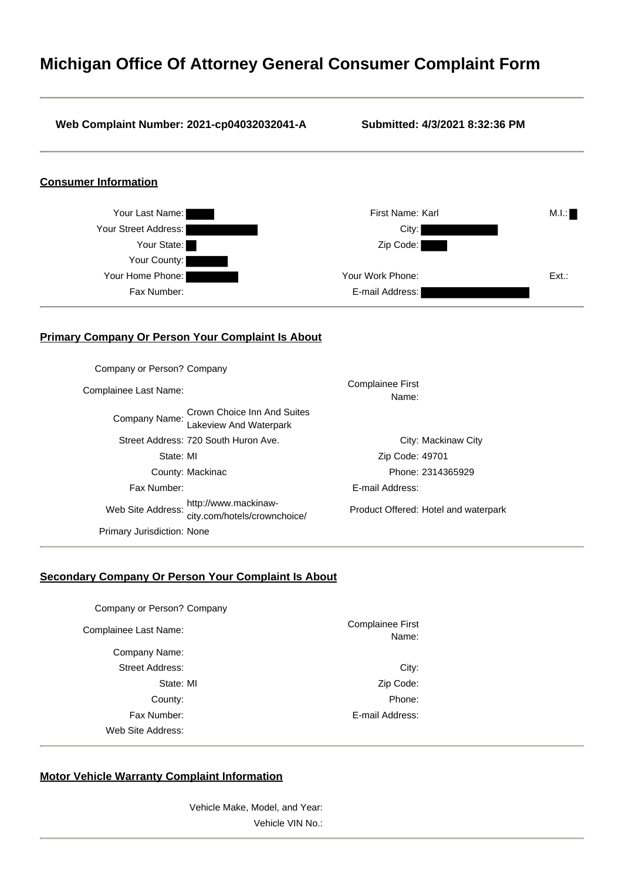# Michigan Office Of Attorney General Consumer Complaint Form

**Web Complaint Number: 2021-cp04032032041-A** **Submitted: 4/3/2021 8:32:36 PM**

## Consumer Information

| | | | |
|---|---|---|---|
| Your Last Name: | | First Name: Karl | M.I.: |
| Your Street Address: | | City: | |
| Your State: | | Zip Code: | |
| Your County: | | | |
| Your Home Phone: | | Your Work Phone: | Ext.: |
| Fax Number: | | E-mail Address: | |

## Primary Company Or Person Your Complaint Is About

| | | | |
|---|---|---|---|
| Company or Person? | Company | | |
| Complainee Last Name: | | Complainee First Name: | |
| Company Name: | Crown Choice Inn And Suites Lakeview And Waterpark | | |
| Street Address: | 720 South Huron Ave. | City: | Mackinaw City |
| State: | MI | Zip Code: | 49701 |
| County: | Mackinac | Phone: | 2314365929 |
| Fax Number: | | E-mail Address: | |
| Web Site Address: | http://www.mackinaw-city.com/hotels/crownchoice/ | Product Offered: | Hotel and waterpark |
| Primary Jurisdiction: | None | | |

## Secondary Company Or Person Your Complaint Is About

| | | | |
|---|---|---|---|
| Company or Person? | Company | | |
| Complainee Last Name: | | Complainee First Name: | |
| Company Name: | | | |
| Street Address: | | City: | |
| State: | MI | Zip Code: | |
| County: | | Phone: | |
| Fax Number: | | E-mail Address: | |
| Web Site Address: | | | |

## Motor Vehicle Warranty Complaint Information

Vehicle Make, Model, and Year:

Vehicle VIN No.: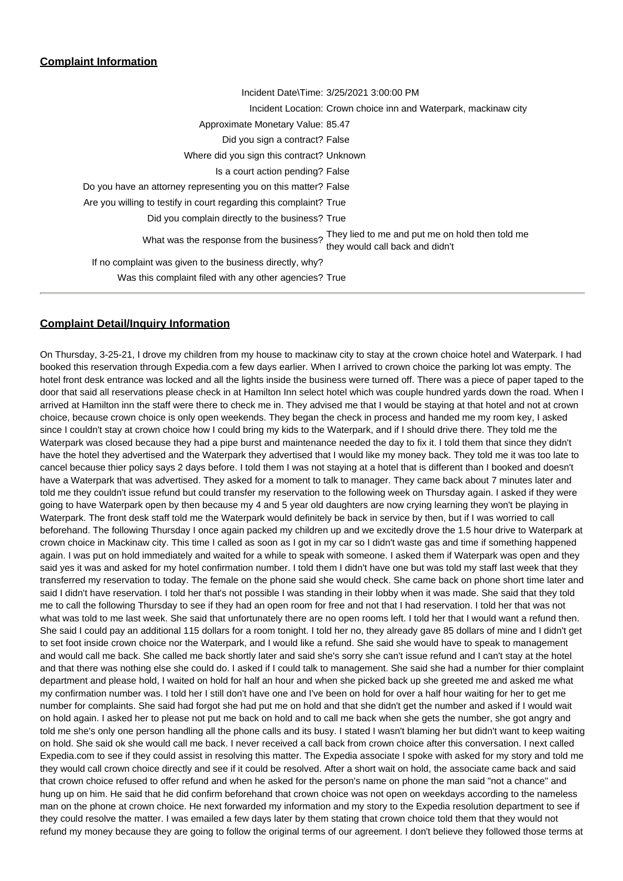## Complaint Information

| | |
|---|---|
| Incident Date\Time: | 3/25/2021 3:00:00 PM |
| Incident Location: | Crown choice inn and Waterpark, mackinaw city |
| Approximate Monetary Value: | 85.47 |
| Did you sign a contract? | False |
| Where did you sign this contract? | Unknown |
| Is a court action pending? | False |
| Do you have an attorney representing you on this matter? | False |
| Are you willing to testify in court regarding this complaint? | True |
| Did you complain directly to the business? | True |
| What was the response from the business? | They lied to me and put me on hold then told me they would call back and didn't |
| If no complaint was given to the business directly, why? | |
| Was this complaint filed with any other agencies? | True |

## Complaint Detail/Inquiry Information

On Thursday, 3-25-21, I drove my children from my house to mackinaw city to stay at the crown choice hotel and Waterpark. I had booked this reservation through Expedia.com a few days earlier. When I arrived to crown choice the parking lot was empty. The hotel front desk entrance was locked and all the lights inside the business were turned off. There was a piece of paper taped to the door that said all reservations please check in at Hamilton Inn select hotel which was couple hundred yards down the road. When I arrived at Hamilton inn the staff were there to check me in. They advised me that I would be staying at that hotel and not at crown choice, because crown choice is only open weekends. They began the check in process and handed me my room key, I asked since I couldn't stay at crown choice how I could bring my kids to the Waterpark, and if I should drive there. They told me the Waterpark was closed because they had a pipe burst and maintenance needed the day to fix it. I told them that since they didn't have the hotel they advertised and the Waterpark they advertised that I would like my money back. They told me it was too late to cancel because thier policy says 2 days before. I told them I was not staying at a hotel that is different than I booked and doesn't have a Waterpark that was advertised. They asked for a moment to talk to manager. They came back about 7 minutes later and told me they couldn't issue refund but could transfer my reservation to the following week on Thursday again. I asked if they were going to have Waterpark open by then because my 4 and 5 year old daughters are now crying learning they won't be playing in Waterpark. The front desk staff told me the Waterpark would definitely be back in service by then, but if I was worried to call beforehand. The following Thursday I once again packed my children up and we excitedly drove the 1.5 hour drive to Waterpark at crown choice in Mackinaw city. This time I called as soon as I got in my car so I didn't waste gas and time if something happened again. I was put on hold immediately and waited for a while to speak with someone. I asked them if Waterpark was open and they said yes it was and asked for my hotel confirmation number. I told them I didn't have one but was told my staff last week that they transferred my reservation to today. The female on the phone said she would check. She came back on phone short time later and said I didn't have reservation. I told her that's not possible I was standing in their lobby when it was made. She said that they told me to call the following Thursday to see if they had an open room for free and not that I had reservation. I told her that was not what was told to me last week. She said that unfortunately there are no open rooms left. I told her that I would want a refund then. She said I could pay an additional 115 dollars for a room tonight. I told her no, they already gave 85 dollars of mine and I didn't get to set foot inside crown choice nor the Waterpark, and I would like a refund. She said she would have to speak to management and would call me back. She called me back shortly later and said she's sorry she can't issue refund and I can't stay at the hotel and that there was nothing else she could do. I asked if I could talk to management. She said she had a number for thier complaint department and please hold, I waited on hold for half an hour and when she picked back up she greeted me and asked me what my confirmation number was. I told her I still don't have one and I've been on hold for over a half hour waiting for her to get me number for complaints. She said had forgot she had put me on hold and that she didn't get the number and asked if I would wait on hold again. I asked her to please not put me back on hold and to call me back when she gets the number, she got angry and told me she's only one person handling all the phone calls and its busy. I stated I wasn't blaming her but didn't want to keep waiting on hold. She said ok she would call me back. I never received a call back from crown choice after this conversation. I next called Expedia.com to see if they could assist in resolving this matter. The Expedia associate I spoke with asked for my story and told me they would call crown choice directly and see if it could be resolved. After a short wait on hold, the associate came back and said that crown choice refused to offer refund and when he asked for the person's name on phone the man said "not a chance" and hung up on him. He said that he did confirm beforehand that crown choice was not open on weekdays according to the nameless man on the phone at crown choice. He next forwarded my information and my story to the Expedia resolution department to see if they could resolve the matter. I was emailed a few days later by them stating that crown choice told them that they would not refund my money because they are going to follow the original terms of our agreement. I don't believe they followed those terms at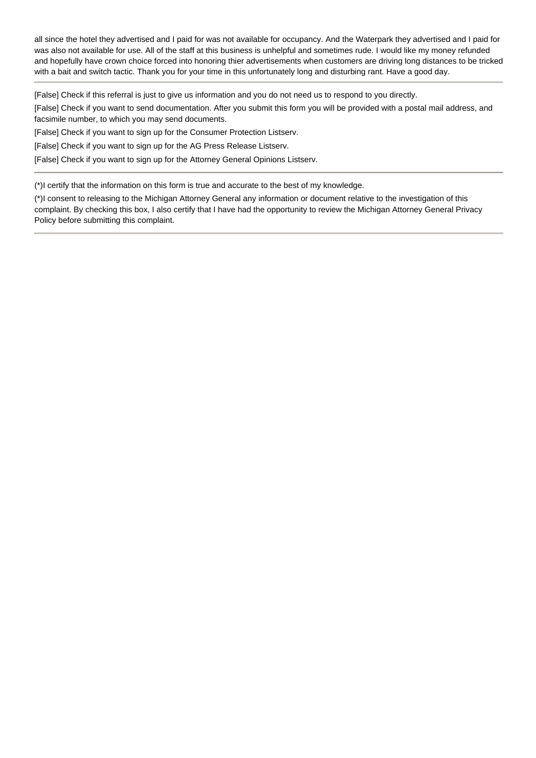all since the hotel they advertised and I paid for was not available for occupancy. And the Waterpark they advertised and I paid for was also not available for use. All of the staff at this business is unhelpful and sometimes rude. I would like my money refunded and hopefully have crown choice forced into honoring thier advertisements when customers are driving long distances to be tricked with a bait and switch tactic. Thank you for your time in this unfortunately long and disturbing rant. Have a good day.

---

[False] Check if this referral is just to give us information and you do not need us to respond to you directly.

[False] Check if you want to send documentation. After you submit this form you will be provided with a postal mail address, and facsimile number, to which you may send documents.

[False] Check if you want to sign up for the Consumer Protection Listserv.

[False] Check if you want to sign up for the AG Press Release Listserv.

[False] Check if you want to sign up for the Attorney General Opinions Listserv.

---

(*)I certify that the information on this form is true and accurate to the best of my knowledge.

(*)I consent to releasing to the Michigan Attorney General any information or document relative to the investigation of this complaint. By checking this box, I also certify that I have had the opportunity to review the Michigan Attorney General Privacy Policy before submitting this complaint.

---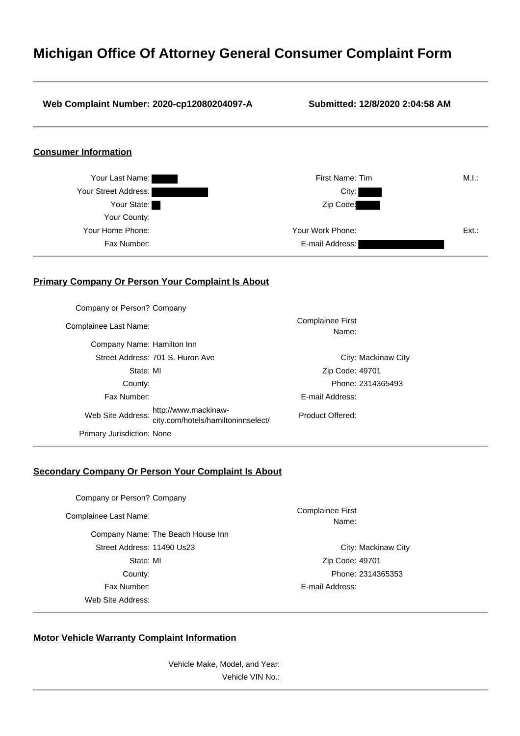# Michigan Office Of Attorney General Consumer Complaint Form

**Web Complaint Number: 2020-cp12080204097-A** **Submitted: 12/8/2020 2:04:58 AM**

## Consumer Information

| | | | | | |
|---|---|---|---|---|---|
| Your Last Name: | | First Name: | Tim | M.I.: | |
| Your Street Address: | | City: | | | |
| Your State: | | Zip Code: | | | |
| Your County: | | | | | |
| Your Home Phone: | | Your Work Phone: | | Ext.: | |
| Fax Number: | | E-mail Address: | | | |

## Primary Company Or Person Your Complaint Is About

| | | | |
|---|---|---|---|
| Company or Person? | Company | | |
| Complainee Last Name: | | Complainee First Name: | |
| Company Name: | Hamilton Inn | | |
| Street Address: | 701 S. Huron Ave | City: | Mackinaw City |
| State: | MI | Zip Code: | 49701 |
| County: | | Phone: | 2314365493 |
| Fax Number: | | E-mail Address: | |
| Web Site Address: | http://www.mackinaw-city.com/hotels/hamiltoninnselect/ | Product Offered: | |
| Primary Jurisdiction: | None | | |

## Secondary Company Or Person Your Complaint Is About

| | | | |
|---|---|---|---|
| Company or Person? | Company | | |
| Complainee Last Name: | | Complainee First Name: | |
| Company Name: | The Beach House Inn | | |
| Street Address: | 11490 Us23 | City: | Mackinaw City |
| State: | MI | Zip Code: | 49701 |
| County: | | Phone: | 2314365353 |
| Fax Number: | | E-mail Address: | |
| Web Site Address: | | | |

## Motor Vehicle Warranty Complaint Information

Vehicle Make, Model, and Year:

Vehicle VIN No.: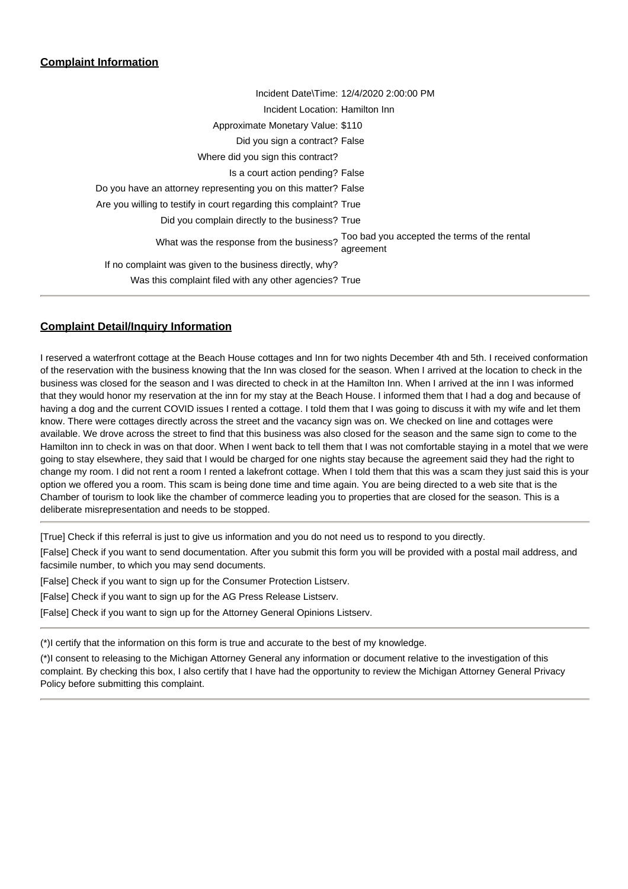## Complaint Information

| | |
|---|---|
| Incident Date\Time: | 12/4/2020 2:00:00 PM |
| Incident Location: | Hamilton Inn |
| Approximate Monetary Value: | $110 |
| Did you sign a contract? | False |
| Where did you sign this contract? | |
| Is a court action pending? | False |
| Do you have an attorney representing you on this matter? | False |
| Are you willing to testify in court regarding this complaint? | True |
| Did you complain directly to the business? | True |
| What was the response from the business? | Too bad you accepted the terms of the rental agreement |
| If no complaint was given to the business directly, why? | |
| Was this complaint filed with any other agencies? | True |

---

## Complaint Detail/Inquiry Information

I reserved a waterfront cottage at the Beach House cottages and Inn for two nights December 4th and 5th. I received conformation of the reservation with the business knowing that the Inn was closed for the season. When I arrived at the location to check in the business was closed for the season and I was directed to check in at the Hamilton Inn. When I arrived at the inn I was informed that they would honor my reservation at the inn for my stay at the Beach House. I informed them that I had a dog and because of having a dog and the current COVID issues I rented a cottage. I told them that I was going to discuss it with my wife and let them know. There were cottages directly across the street and the vacancy sign was on. We checked on line and cottages were available. We drove across the street to find that this business was also closed for the season and the same sign to come to the Hamilton inn to check in was on that door. When I went back to tell them that I was not comfortable staying in a motel that we were going to stay elsewhere, they said that I would be charged for one nights stay because the agreement said they had the right to change my room. I did not rent a room I rented a lakefront cottage. When I told them that this was a scam they just said this is your option we offered you a room. This scam is being done time and time again. You are being directed to a web site that is the Chamber of tourism to look like the chamber of commerce leading you to properties that are closed for the season. This is a deliberate misrepresentation and needs to be stopped.

---

[True] Check if this referral is just to give us information and you do not need us to respond to you directly.

[False] Check if you want to send documentation. After you submit this form you will be provided with a postal mail address, and facsimile number, to which you may send documents.

[False] Check if you want to sign up for the Consumer Protection Listserv.

[False] Check if you want to sign up for the AG Press Release Listserv.

[False] Check if you want to sign up for the Attorney General Opinions Listserv.

---

(*)I certify that the information on this form is true and accurate to the best of my knowledge.

(*)I consent to releasing to the Michigan Attorney General any information or document relative to the investigation of this complaint. By checking this box, I also certify that I have had the opportunity to review the Michigan Attorney General Privacy Policy before submitting this complaint.